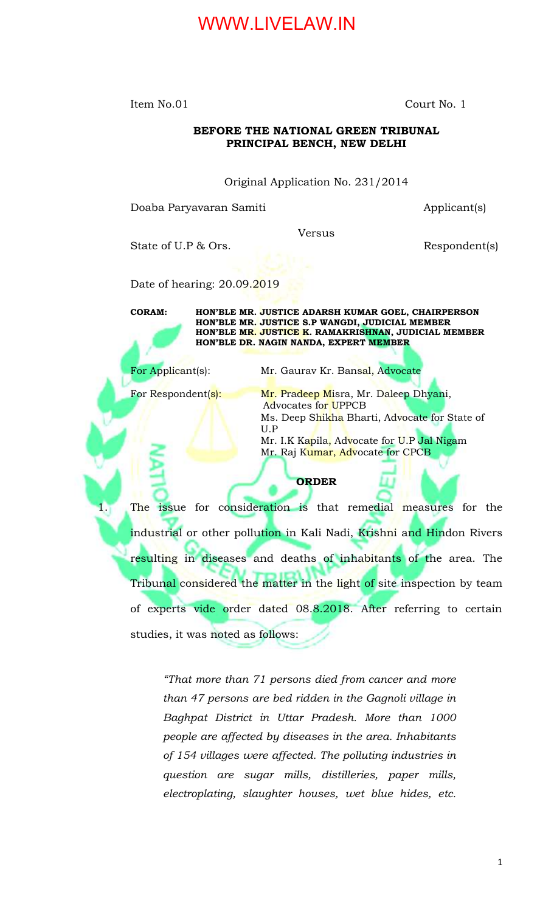Item No.01 Court No. 1

**BEFORE THE NATIONAL GREEN TRIBUNAL**
**PRINCIPAL BENCH, NEW DELHI**

Original Application No. 231/2014

Doaba Paryavaran Samiti Applicant(s)

Versus

State of U.P & Ors. Respondent(s)

Date of hearing: 20.09.2019

**CORAM:** **HON'BLE MR. JUSTICE ADARSH KUMAR GOEL, CHAIRPERSON**
**HON'BLE MR. JUSTICE S.P WANGDI, JUDICIAL MEMBER**
**HON'BLE MR. JUSTICE K. RAMAKRISHNAN, JUDICIAL MEMBER**
**HON'BLE DR. NAGIN NANDA, EXPERT MEMBER**

For Applicant(s): Mr. Gaurav Kr. Bansal, Advocate

For Respondent(s): Mr. Pradeep Misra, Mr. Daleep Dhyani, Advocates for UPPCB
Ms. Deep Shikha Bharti, Advocate for State of U.P
Mr. I.K Kapila, Advocate for U.P Jal Nigam
Mr. Raj Kumar, Advocate for CPCB

**ORDER**

1. The issue for consideration is that remedial measures for the industrial or other pollution in Kali Nadi, Krishni and Hindon Rivers resulting in diseases and deaths of inhabitants of the area. The Tribunal considered the matter in the light of site inspection by team of experts vide order dated 08.8.2018. After referring to certain studies, it was noted as follows:

> *"That more than 71 persons died from cancer and more than 47 persons are bed ridden in the Gagnoli village in Baghpat District in Uttar Pradesh. More than 1000 people are affected by diseases in the area. Inhabitants of 154 villages were affected. The polluting industries in question are sugar mills, distilleries, paper mills, electroplating, slaughter houses, wet blue hides, etc.*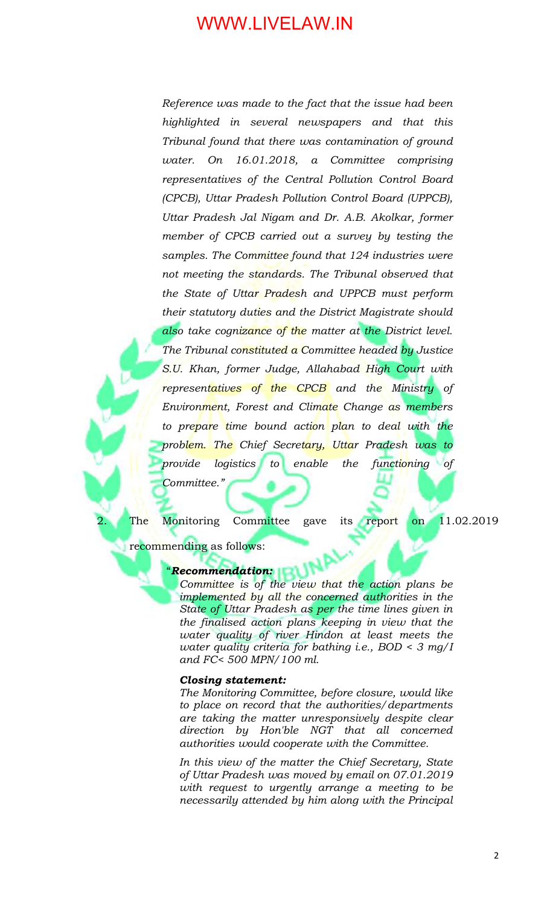*Reference was made to the fact that the issue had been highlighted in several newspapers and that this Tribunal found that there was contamination of ground water. On 16.01.2018, a Committee comprising representatives of the Central Pollution Control Board (CPCB), Uttar Pradesh Pollution Control Board (UPPCB), Uttar Pradesh Jal Nigam and Dr. A.B. Akolkar, former member of CPCB carried out a survey by testing the samples. The Committee found that 124 industries were not meeting the standards. The Tribunal observed that the State of Uttar Pradesh and UPPCB must perform their statutory duties and the District Magistrate should also take cognizance of the matter at the District level. The Tribunal constituted a Committee headed by Justice S.U. Khan, former Judge, Allahabad High Court with representatives of the CPCB and the Ministry of Environment, Forest and Climate Change as members to prepare time bound action plan to deal with the problem. The Chief Secretary, Uttar Pradesh was to provide logistics to enable the functioning of Committee."*

2. The Monitoring Committee gave its report on 11.02.2019 recommending as follows:

> "***Recommendation:***
> *Committee is of the view that the action plans be implemented by all the concerned authorities in the State of Uttar Pradesh as per the time lines given in the finalised action plans keeping in view that the water quality of river Hindon at least meets the water quality criteria for bathing i.e., BOD < 3 mg/I and FC< 500 MPN/100 ml.*
>
> ***Closing statement:***
> *The Monitoring Committee, before closure, would like to place on record that the authorities/departments are taking the matter unresponsively despite clear direction by Hon'ble NGT that all concerned authorities would cooperate with the Committee.*
>
> *In this view of the matter the Chief Secretary, State of Uttar Pradesh was moved by email on 07.01.2019 with request to urgently arrange a meeting to be necessarily attended by him along with the Principal*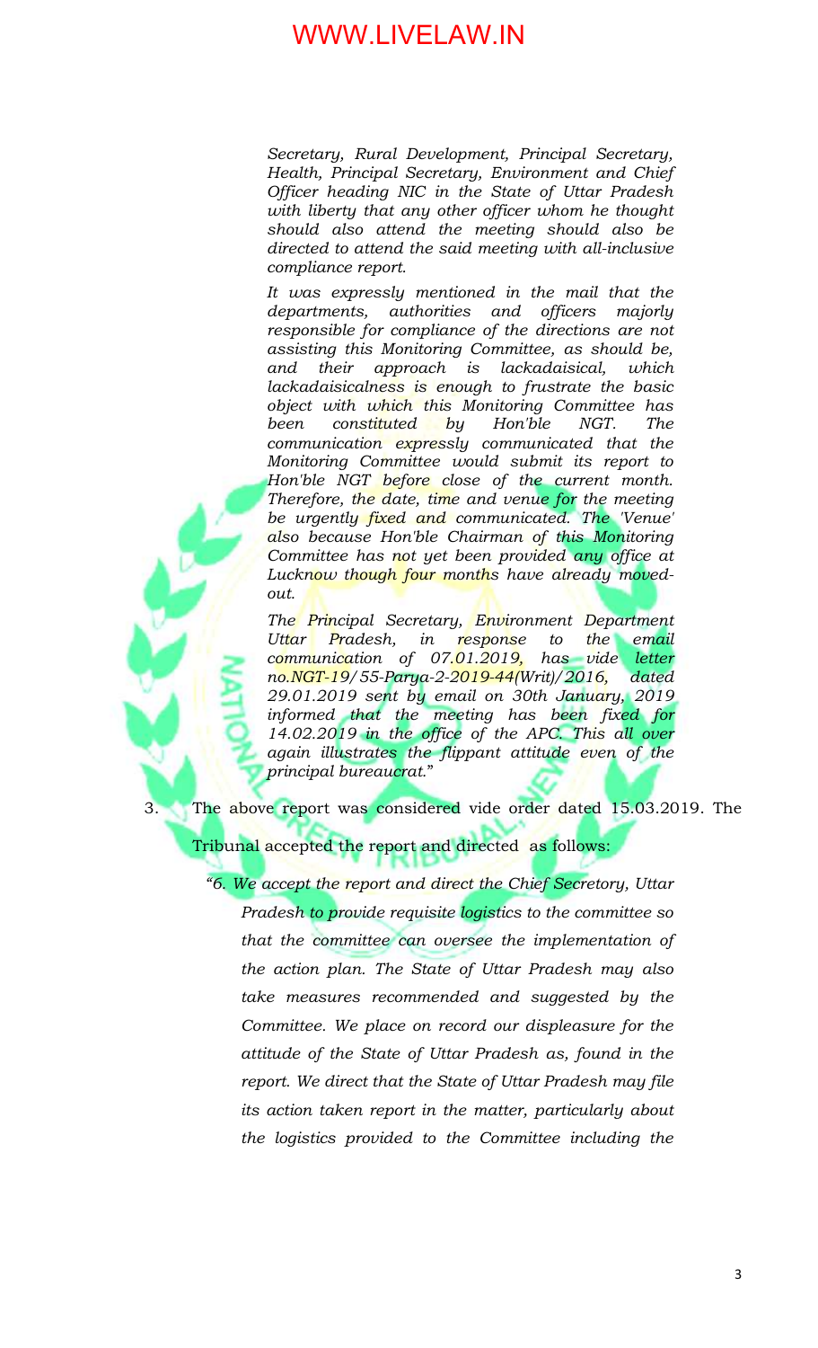*Secretary, Rural Development, Principal Secretary, Health, Principal Secretary, Environment and Chief Officer heading NIC in the State of Uttar Pradesh with liberty that any other officer whom he thought should also attend the meeting should also be directed to attend the said meeting with all-inclusive compliance report.*

*It was expressly mentioned in the mail that the departments, authorities and officers majorly responsible for compliance of the directions are not assisting this Monitoring Committee, as should be, and their approach is lackadaisical, which lackadaisicalness is enough to frustrate the basic object with which this Monitoring Committee has been constituted by Hon'ble NGT. The communication expressly communicated that the Monitoring Committee would submit its report to Hon'ble NGT before close of the current month. Therefore, the date, time and venue for the meeting be urgently fixed and communicated. The 'Venue' also because Hon'ble Chairman of this Monitoring Committee has not yet been provided any office at Lucknow though four months have already moved-out.*

*The Principal Secretary, Environment Department Uttar Pradesh, in response to the email communication of 07.01.2019, has vide letter no.NGT-19/55-Parya-2-2019-44(Writ)/2016, dated 29.01.2019 sent by email on 30th January, 2019 informed that the meeting has been fixed for 14.02.2019 in the office of the APC. This all over again illustrates the flippant attitude even of the principal bureaucrat."*

3. The above report was considered vide order dated 15.03.2019. The Tribunal accepted the report and directed as follows:

*"6. We accept the report and direct the Chief Secretory, Uttar Pradesh to provide requisite logistics to the committee so that the committee can oversee the implementation of the action plan. The State of Uttar Pradesh may also take measures recommended and suggested by the Committee. We place on record our displeasure for the attitude of the State of Uttar Pradesh as, found in the report. We direct that the State of Uttar Pradesh may file its action taken report in the matter, particularly about the logistics provided to the Committee including the*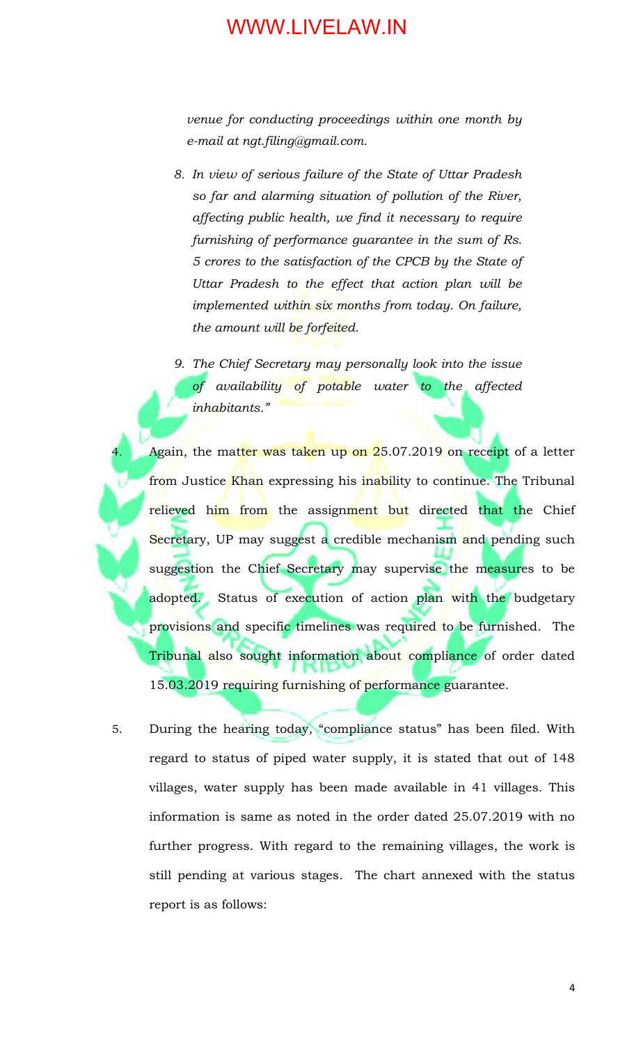*venue for conducting proceedings within one month by e-mail at ngt.filing@gmail.com.*

8. *In view of serious failure of the State of Uttar Pradesh so far and alarming situation of pollution of the River, affecting public health, we find it necessary to require furnishing of performance guarantee in the sum of Rs. 5 crores to the satisfaction of the CPCB by the State of Uttar Pradesh to the effect that action plan will be implemented within six months from today. On failure, the amount will be forfeited.*

9. *The Chief Secretary may personally look into the issue of availability of potable water to the affected inhabitants."*

4. Again, the matter was taken up on 25.07.2019 on receipt of a letter from Justice Khan expressing his inability to continue. The Tribunal relieved him from the assignment but directed that the Chief Secretary, UP may suggest a credible mechanism and pending such suggestion the Chief Secretary may supervise the measures to be adopted. Status of execution of action plan with the budgetary provisions and specific timelines was required to be furnished. The Tribunal also sought information about compliance of order dated 15.03.2019 requiring furnishing of performance guarantee.

5. During the hearing today, "compliance status" has been filed. With regard to status of piped water supply, it is stated that out of 148 villages, water supply has been made available in 41 villages. This information is same as noted in the order dated 25.07.2019 with no further progress. With regard to the remaining villages, the work is still pending at various stages. The chart annexed with the status report is as follows: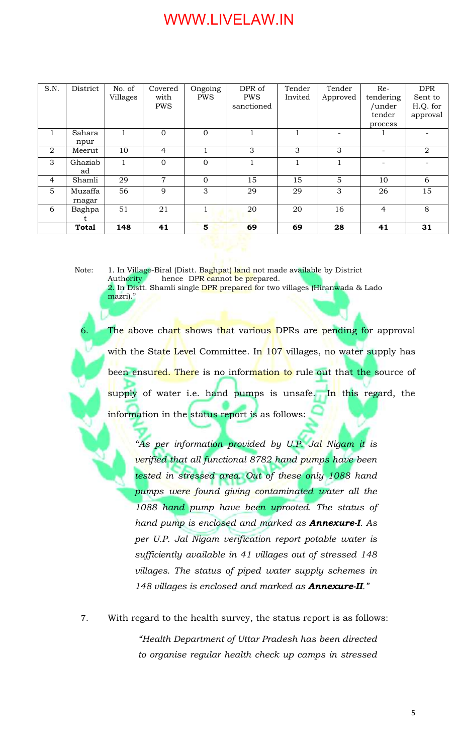| S.N. | District | No. of Villages | Covered with PWS | Ongoing PWS | DPR of PWS sanctioned | Tender Invited | Tender Approved | Re-tendering /under tender process | DPR Sent to H.Q. for approval |
|---|---|---|---|---|---|---|---|---|---|
| 1 | Saharanpur | 1 | 0 | 0 | 1 | 1 | - | 1 | - |
| 2 | Meerut | 10 | 4 | 1 | 3 | 3 | 3 | - | 2 |
| 3 | Ghaziabad | 1 | 0 | 0 | 1 | 1 | 1 | - | - |
| 4 | Shamli | 29 | 7 | 0 | 15 | 15 | 5 | 10 | 6 |
| 5 | Muzaffarnagar | 56 | 9 | 3 | 29 | 29 | 3 | 26 | 15 |
| 6 | Baghpat | 51 | 21 | 1 | 20 | 20 | 16 | 4 | 8 |
| | **Total** | **148** | **41** | **5** | **69** | **69** | **28** | **41** | **31** |

Note: 1. In Village-Biral (Distt. Baghpat) land not made available by District Authority hence DPR cannot be prepared.
2. In Distt. Shamli single DPR prepared for two villages (Hiranwada & Lado mazri)."

6. The above chart shows that various DPRs are pending for approval with the State Level Committee. In 107 villages, no water supply has been ensured. There is no information to rule out that the source of supply of water i.e. hand pumps is unsafe. In this regard, the information in the status report is as follows:

> *"As per information provided by U.P. Jal Nigam it is verified that all functional 8782 hand pumps have been tested in stressed area. Out of these only 1088 hand pumps were found giving contaminated water all the 1088 hand pump have been uprooted. The status of hand pump is enclosed and marked as* ***Annexure-I****. As per U.P. Jal Nigam verification report potable water is sufficiently available in 41 villages out of stressed 148 villages. The status of piped water supply schemes in 148 villages is enclosed and marked as* ***Annexure-II****."*

7. With regard to the health survey, the status report is as follows:

> *"Health Department of Uttar Pradesh has been directed to organise regular health check up camps in stressed*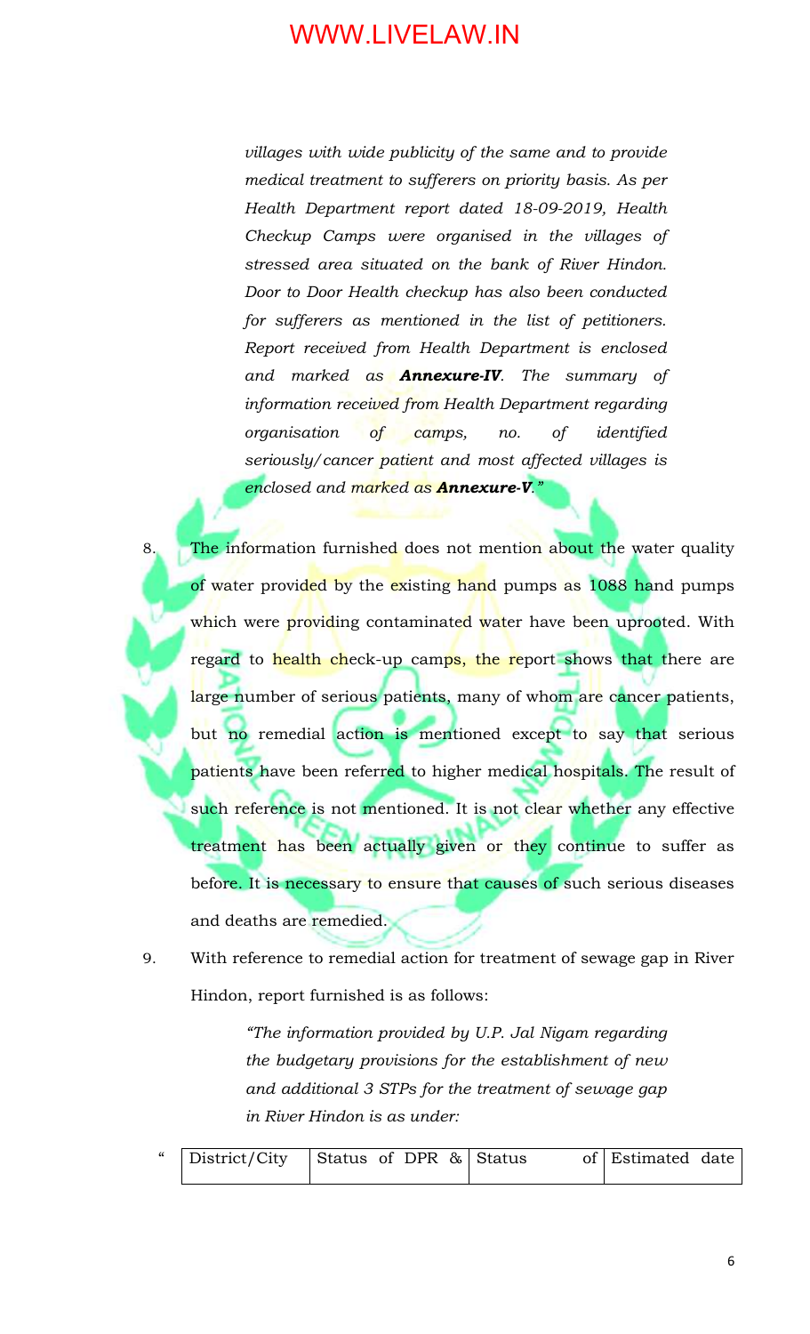*villages with wide publicity of the same and to provide medical treatment to sufferers on priority basis. As per Health Department report dated 18-09-2019, Health Checkup Camps were organised in the villages of stressed area situated on the bank of River Hindon. Door to Door Health checkup has also been conducted for sufferers as mentioned in the list of petitioners. Report received from Health Department is enclosed and marked as **Annexure-IV**. The summary of information received from Health Department regarding organisation of camps, no. of identified seriously/cancer patient and most affected villages is enclosed and marked as **Annexure-V**."*

8. The information furnished does not mention about the water quality of water provided by the existing hand pumps as 1088 hand pumps which were providing contaminated water have been uprooted. With regard to health check-up camps, the report shows that there are large number of serious patients, many of whom are cancer patients, but no remedial action is mentioned except to say that serious patients have been referred to higher medical hospitals. The result of such reference is not mentioned. It is not clear whether any effective treatment has been actually given or they continue to suffer as before. It is necessary to ensure that causes of such serious diseases and deaths are remedied.

9. With reference to remedial action for treatment of sewage gap in River Hindon, report furnished is as follows:

*"The information provided by U.P. Jal Nigam regarding the budgetary provisions for the establishment of new and additional 3 STPs for the treatment of sewage gap in River Hindon is as under:*

"

| District/City | Status of DPR & | Status of | Estimated date |
|---|---|---|---|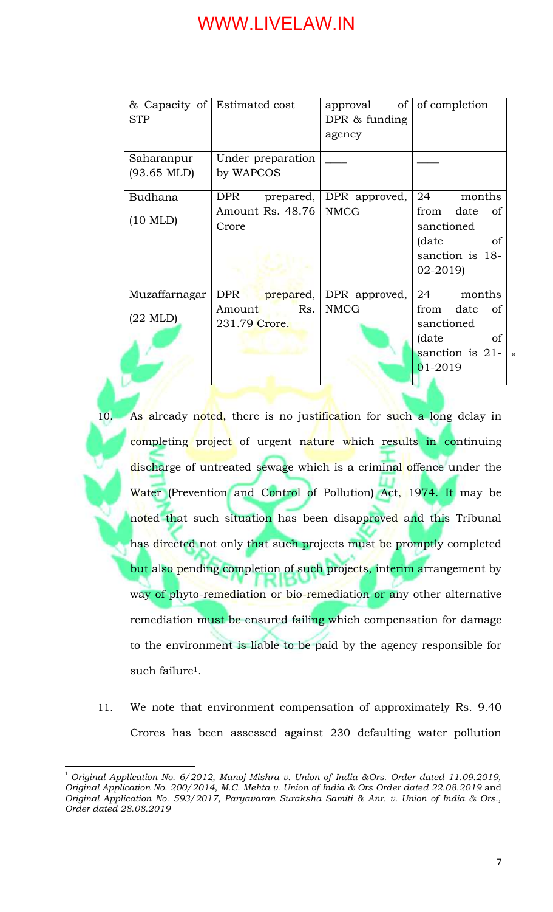| & Capacity of STP | Estimated cost | approval of DPR & funding agency | of completion |
|---|---|---|---|
| Saharanpur (93.65 MLD) | Under preparation by WAPCOS | ____ | ____ |
| Budhana (10 MLD) | DPR prepared, Amount Rs. 48.76 Crore | DPR approved, NMCG | 24 months from date of sanctioned (date of sanction is 18-02-2019) |
| Muzaffarnagar (22 MLD) | DPR prepared, Amount Rs. 231.79 Crore. | DPR approved, NMCG | 24 months from date of sanctioned (date of sanction is 21-01-2019 |

"

10. As already noted, there is no justification for such a long delay in completing project of urgent nature which results in continuing discharge of untreated sewage which is a criminal offence under the Water (Prevention and Control of Pollution) Act, 1974. It may be noted that such situation has been disapproved and this Tribunal has directed not only that such projects must be promptly completed but also pending completion of such projects, interim arrangement by way of phyto-remediation or bio-remediation or any other alternative remediation must be ensured failing which compensation for damage to the environment is liable to be paid by the agency responsible for such failure[1].

11. We note that environment compensation of approximately Rs. 9.40 Crores has been assessed against 230 defaulting water pollution

[1] *Original Application No. 6/2012, Manoj Mishra v. Union of India &Ors. Order dated 11.09.2019, Original Application No. 200/2014, M.C. Mehta v. Union of India & Ors Order dated 22.08.2019* and *Original Application No. 593/2017, Paryavaran Suraksha Samiti & Anr. v. Union of India & Ors., Order dated 28.08.2019*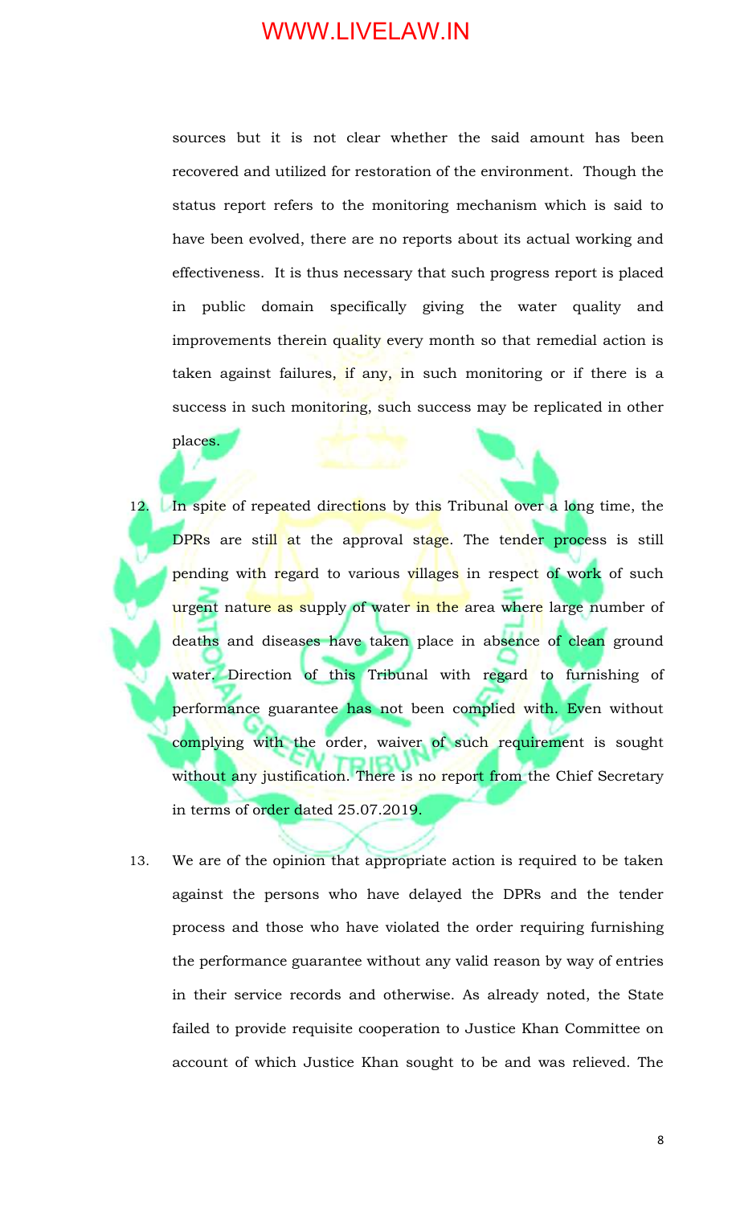sources but it is not clear whether the said amount has been recovered and utilized for restoration of the environment. Though the status report refers to the monitoring mechanism which is said to have been evolved, there are no reports about its actual working and effectiveness. It is thus necessary that such progress report is placed in public domain specifically giving the water quality and improvements therein quality every month so that remedial action is taken against failures, if any, in such monitoring or if there is a success in such monitoring, such success may be replicated in other places.

12. In spite of repeated directions by this Tribunal over a long time, the DPRs are still at the approval stage. The tender process is still pending with regard to various villages in respect of work of such urgent nature as supply of water in the area where large number of deaths and diseases have taken place in absence of clean ground water. Direction of this Tribunal with regard to furnishing of performance guarantee has not been complied with. Even without complying with the order, waiver of such requirement is sought without any justification. There is no report from the Chief Secretary in terms of order dated 25.07.2019.

13. We are of the opinion that appropriate action is required to be taken against the persons who have delayed the DPRs and the tender process and those who have violated the order requiring furnishing the performance guarantee without any valid reason by way of entries in their service records and otherwise. As already noted, the State failed to provide requisite cooperation to Justice Khan Committee on account of which Justice Khan sought to be and was relieved. The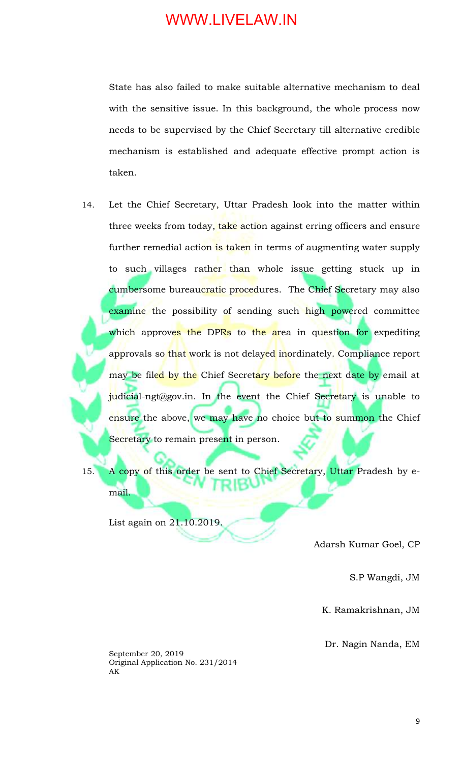State has also failed to make suitable alternative mechanism to deal with the sensitive issue. In this background, the whole process now needs to be supervised by the Chief Secretary till alternative credible mechanism is established and adequate effective prompt action is taken.

14. Let the Chief Secretary, Uttar Pradesh look into the matter within three weeks from today, take action against erring officers and ensure further remedial action is taken in terms of augmenting water supply to such villages rather than whole issue getting stuck up in cumbersome bureaucratic procedures. The Chief Secretary may also examine the possibility of sending such high powered committee which approves the DPRs to the area in question for expediting approvals so that work is not delayed inordinately. Compliance report may be filed by the Chief Secretary before the next date by email at judicial-ngt@gov.in. In the event the Chief Secretary is unable to ensure the above, we may have no choice but to summon the Chief Secretary to remain present in person.

15. A copy of this order be sent to Chief Secretary, Uttar Pradesh by e-mail.

List again on 21.10.2019.

Adarsh Kumar Goel, CP

S.P Wangdi, JM

K. Ramakrishnan, JM

Dr. Nagin Nanda, EM

September 20, 2019
Original Application No. 231/2014
AK